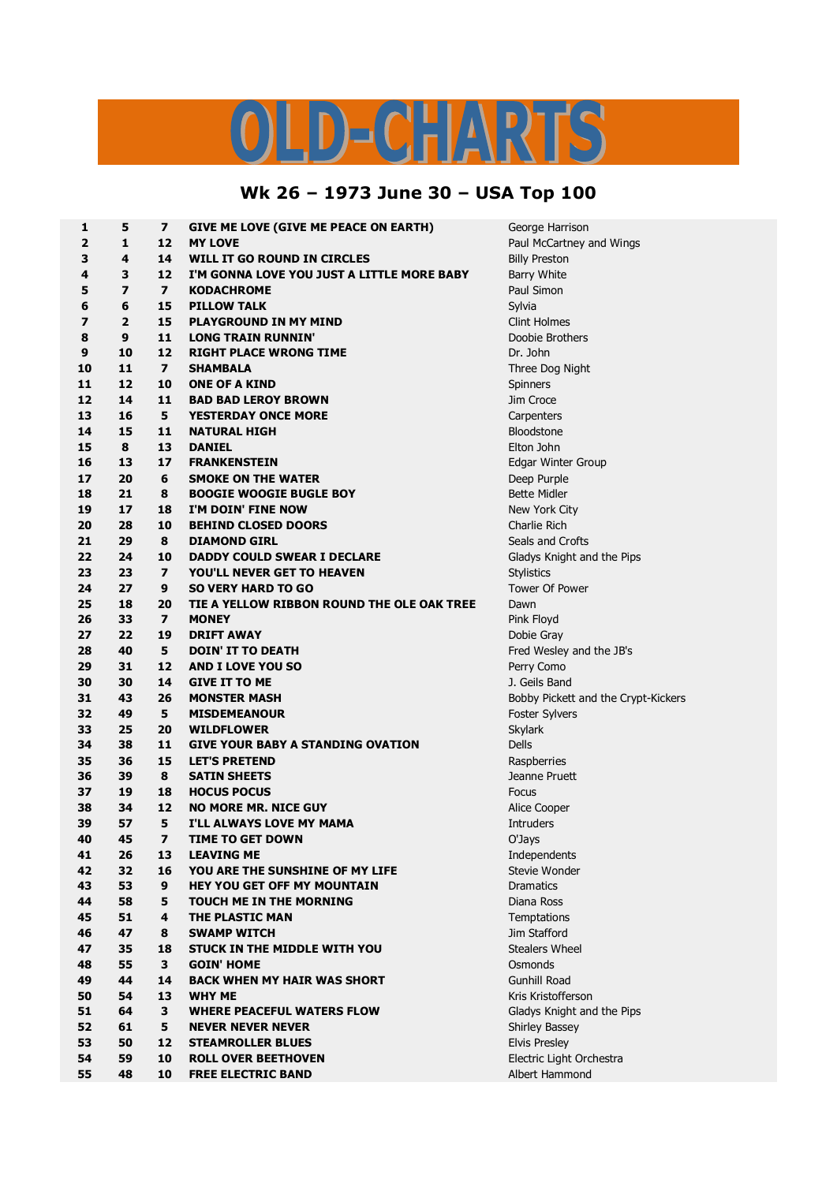# OLD-CHARTS

## Wk 26 – 1973 June 30 – USA Top 100

| | | | | |
|---|---|---|---|---|
| 1 | 5 | 7 | GIVE ME LOVE (GIVE ME PEACE ON EARTH) | George Harrison |
| 2 | 1 | 12 | MY LOVE | Paul McCartney and Wings |
| 3 | 4 | 14 | WILL IT GO ROUND IN CIRCLES | Billy Preston |
| 4 | 3 | 12 | I'M GONNA LOVE YOU JUST A LITTLE MORE BABY | Barry White |
| 5 | 7 | 7 | KODACHROME | Paul Simon |
| 6 | 6 | 15 | PILLOW TALK | Sylvia |
| 7 | 2 | 15 | PLAYGROUND IN MY MIND | Clint Holmes |
| 8 | 9 | 11 | LONG TRAIN RUNNIN' | Doobie Brothers |
| 9 | 10 | 12 | RIGHT PLACE WRONG TIME | Dr. John |
| 10 | 11 | 7 | SHAMBALA | Three Dog Night |
| 11 | 12 | 10 | ONE OF A KIND | Spinners |
| 12 | 14 | 11 | BAD BAD LEROY BROWN | Jim Croce |
| 13 | 16 | 5 | YESTERDAY ONCE MORE | Carpenters |
| 14 | 15 | 11 | NATURAL HIGH | Bloodstone |
| 15 | 8 | 13 | DANIEL | Elton John |
| 16 | 13 | 17 | FRANKENSTEIN | Edgar Winter Group |
| 17 | 20 | 6 | SMOKE ON THE WATER | Deep Purple |
| 18 | 21 | 8 | BOOGIE WOOGIE BUGLE BOY | Bette Midler |
| 19 | 17 | 18 | I'M DOIN' FINE NOW | New York City |
| 20 | 28 | 10 | BEHIND CLOSED DOORS | Charlie Rich |
| 21 | 29 | 8 | DIAMOND GIRL | Seals and Crofts |
| 22 | 24 | 10 | DADDY COULD SWEAR I DECLARE | Gladys Knight and the Pips |
| 23 | 23 | 7 | YOU'LL NEVER GET TO HEAVEN | Stylistics |
| 24 | 27 | 9 | SO VERY HARD TO GO | Tower Of Power |
| 25 | 18 | 20 | TIE A YELLOW RIBBON ROUND THE OLE OAK TREE | Dawn |
| 26 | 33 | 7 | MONEY | Pink Floyd |
| 27 | 22 | 19 | DRIFT AWAY | Dobie Gray |
| 28 | 40 | 5 | DOIN' IT TO DEATH | Fred Wesley and the JB's |
| 29 | 31 | 12 | AND I LOVE YOU SO | Perry Como |
| 30 | 30 | 14 | GIVE IT TO ME | J. Geils Band |
| 31 | 43 | 26 | MONSTER MASH | Bobby Pickett and the Crypt-Kickers |
| 32 | 49 | 5 | MISDEMEANOUR | Foster Sylvers |
| 33 | 25 | 20 | WILDFLOWER | Skylark |
| 34 | 38 | 11 | GIVE YOUR BABY A STANDING OVATION | Dells |
| 35 | 36 | 15 | LET'S PRETEND | Raspberries |
| 36 | 39 | 8 | SATIN SHEETS | Jeanne Pruett |
| 37 | 19 | 18 | HOCUS POCUS | Focus |
| 38 | 34 | 12 | NO MORE MR. NICE GUY | Alice Cooper |
| 39 | 57 | 5 | I'LL ALWAYS LOVE MY MAMA | Intruders |
| 40 | 45 | 7 | TIME TO GET DOWN | O'Jays |
| 41 | 26 | 13 | LEAVING ME | Independents |
| 42 | 32 | 16 | YOU ARE THE SUNSHINE OF MY LIFE | Stevie Wonder |
| 43 | 53 | 9 | HEY YOU GET OFF MY MOUNTAIN | Dramatics |
| 44 | 58 | 5 | TOUCH ME IN THE MORNING | Diana Ross |
| 45 | 51 | 4 | THE PLASTIC MAN | Temptations |
| 46 | 47 | 8 | SWAMP WITCH | Jim Stafford |
| 47 | 35 | 18 | STUCK IN THE MIDDLE WITH YOU | Stealers Wheel |
| 48 | 55 | 3 | GOIN' HOME | Osmonds |
| 49 | 44 | 14 | BACK WHEN MY HAIR WAS SHORT | Gunhill Road |
| 50 | 54 | 13 | WHY ME | Kris Kristofferson |
| 51 | 64 | 3 | WHERE PEACEFUL WATERS FLOW | Gladys Knight and the Pips |
| 52 | 61 | 5 | NEVER NEVER NEVER | Shirley Bassey |
| 53 | 50 | 12 | STEAMROLLER BLUES | Elvis Presley |
| 54 | 59 | 10 | ROLL OVER BEETHOVEN | Electric Light Orchestra |
| 55 | 48 | 10 | FREE ELECTRIC BAND | Albert Hammond |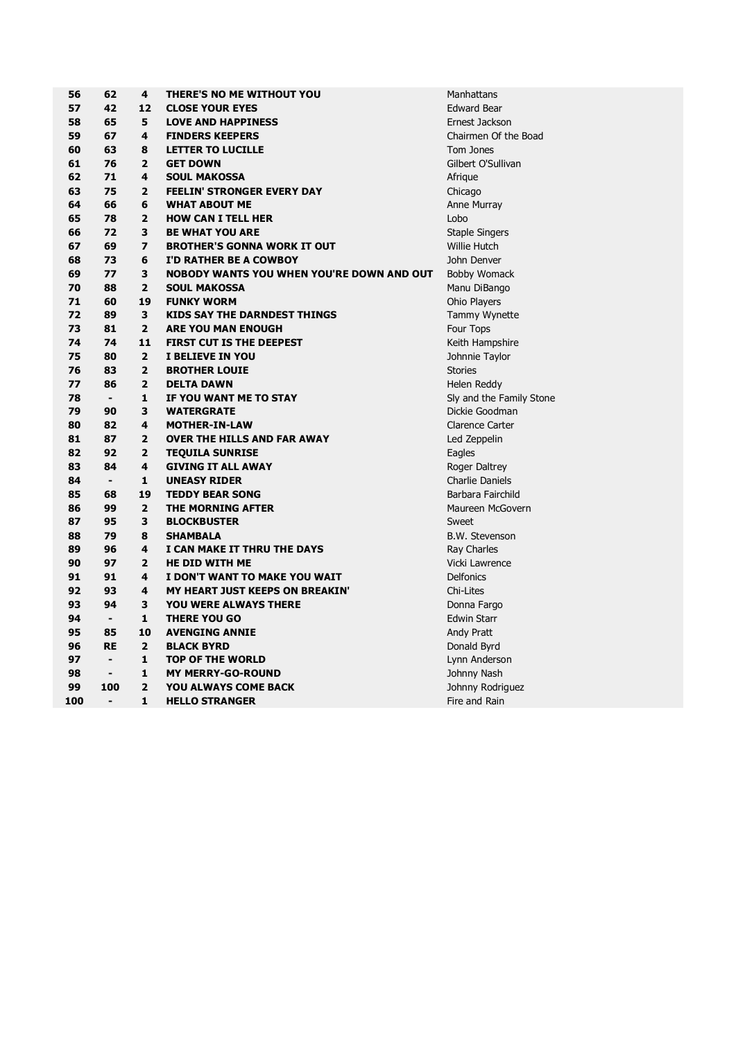| | | | | |
|---|---|---|---|---|
| **56** | **62** | **4** | **THERE'S NO ME WITHOUT YOU** | Manhattans |
| **57** | **42** | **12** | **CLOSE YOUR EYES** | Edward Bear |
| **58** | **65** | **5** | **LOVE AND HAPPINESS** | Ernest Jackson |
| **59** | **67** | **4** | **FINDERS KEEPERS** | Chairmen Of the Boad |
| **60** | **63** | **8** | **LETTER TO LUCILLE** | Tom Jones |
| **61** | **76** | **2** | **GET DOWN** | Gilbert O'Sullivan |
| **62** | **71** | **4** | **SOUL MAKOSSA** | Afrique |
| **63** | **75** | **2** | **FEELIN' STRONGER EVERY DAY** | Chicago |
| **64** | **66** | **6** | **WHAT ABOUT ME** | Anne Murray |
| **65** | **78** | **2** | **HOW CAN I TELL HER** | Lobo |
| **66** | **72** | **3** | **BE WHAT YOU ARE** | Staple Singers |
| **67** | **69** | **7** | **BROTHER'S GONNA WORK IT OUT** | Willie Hutch |
| **68** | **73** | **6** | **I'D RATHER BE A COWBOY** | John Denver |
| **69** | **77** | **3** | **NOBODY WANTS YOU WHEN YOU'RE DOWN AND OUT** | Bobby Womack |
| **70** | **88** | **2** | **SOUL MAKOSSA** | Manu DiBango |
| **71** | **60** | **19** | **FUNKY WORM** | Ohio Players |
| **72** | **89** | **3** | **KIDS SAY THE DARNDEST THINGS** | Tammy Wynette |
| **73** | **81** | **2** | **ARE YOU MAN ENOUGH** | Four Tops |
| **74** | **74** | **11** | **FIRST CUT IS THE DEEPEST** | Keith Hampshire |
| **75** | **80** | **2** | **I BELIEVE IN YOU** | Johnnie Taylor |
| **76** | **83** | **2** | **BROTHER LOUIE** | Stories |
| **77** | **86** | **2** | **DELTA DAWN** | Helen Reddy |
| **78** | **-** | **1** | **IF YOU WANT ME TO STAY** | Sly and the Family Stone |
| **79** | **90** | **3** | **WATERGRATE** | Dickie Goodman |
| **80** | **82** | **4** | **MOTHER-IN-LAW** | Clarence Carter |
| **81** | **87** | **2** | **OVER THE HILLS AND FAR AWAY** | Led Zeppelin |
| **82** | **92** | **2** | **TEQUILA SUNRISE** | Eagles |
| **83** | **84** | **4** | **GIVING IT ALL AWAY** | Roger Daltrey |
| **84** | **-** | **1** | **UNEASY RIDER** | Charlie Daniels |
| **85** | **68** | **19** | **TEDDY BEAR SONG** | Barbara Fairchild |
| **86** | **99** | **2** | **THE MORNING AFTER** | Maureen McGovern |
| **87** | **95** | **3** | **BLOCKBUSTER** | Sweet |
| **88** | **79** | **8** | **SHAMBALA** | B.W. Stevenson |
| **89** | **96** | **4** | **I CAN MAKE IT THRU THE DAYS** | Ray Charles |
| **90** | **97** | **2** | **HE DID WITH ME** | Vicki Lawrence |
| **91** | **91** | **4** | **I DON'T WANT TO MAKE YOU WAIT** | Delfonics |
| **92** | **93** | **4** | **MY HEART JUST KEEPS ON BREAKIN'** | Chi-Lites |
| **93** | **94** | **3** | **YOU WERE ALWAYS THERE** | Donna Fargo |
| **94** | **-** | **1** | **THERE YOU GO** | Edwin Starr |
| **95** | **85** | **10** | **AVENGING ANNIE** | Andy Pratt |
| **96** | **RE** | **2** | **BLACK BYRD** | Donald Byrd |
| **97** | **-** | **1** | **TOP OF THE WORLD** | Lynn Anderson |
| **98** | **-** | **1** | **MY MERRY-GO-ROUND** | Johnny Nash |
| **99** | **100** | **2** | **YOU ALWAYS COME BACK** | Johnny Rodriguez |
| **100** | **-** | **1** | **HELLO STRANGER** | Fire and Rain |